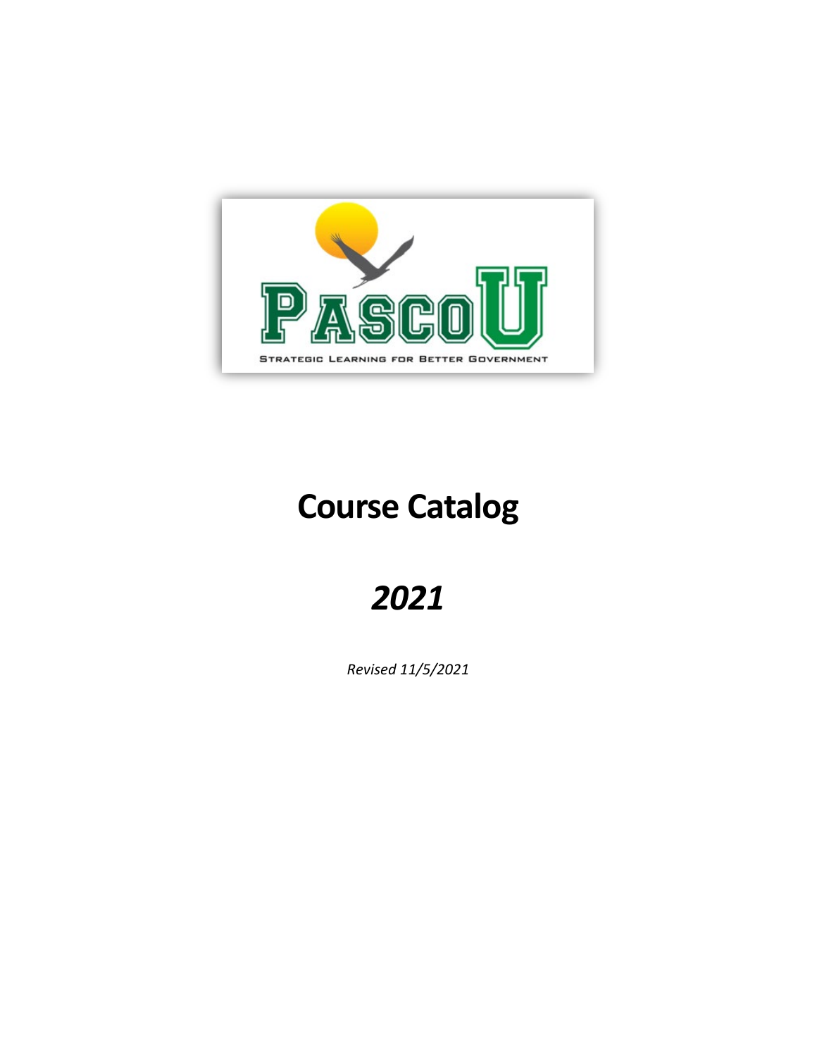PascoU

STRATEGIC LEARNING FOR BETTER GOVERNMENT

# Course Catalog

# *2021*

*Revised 11/5/2021*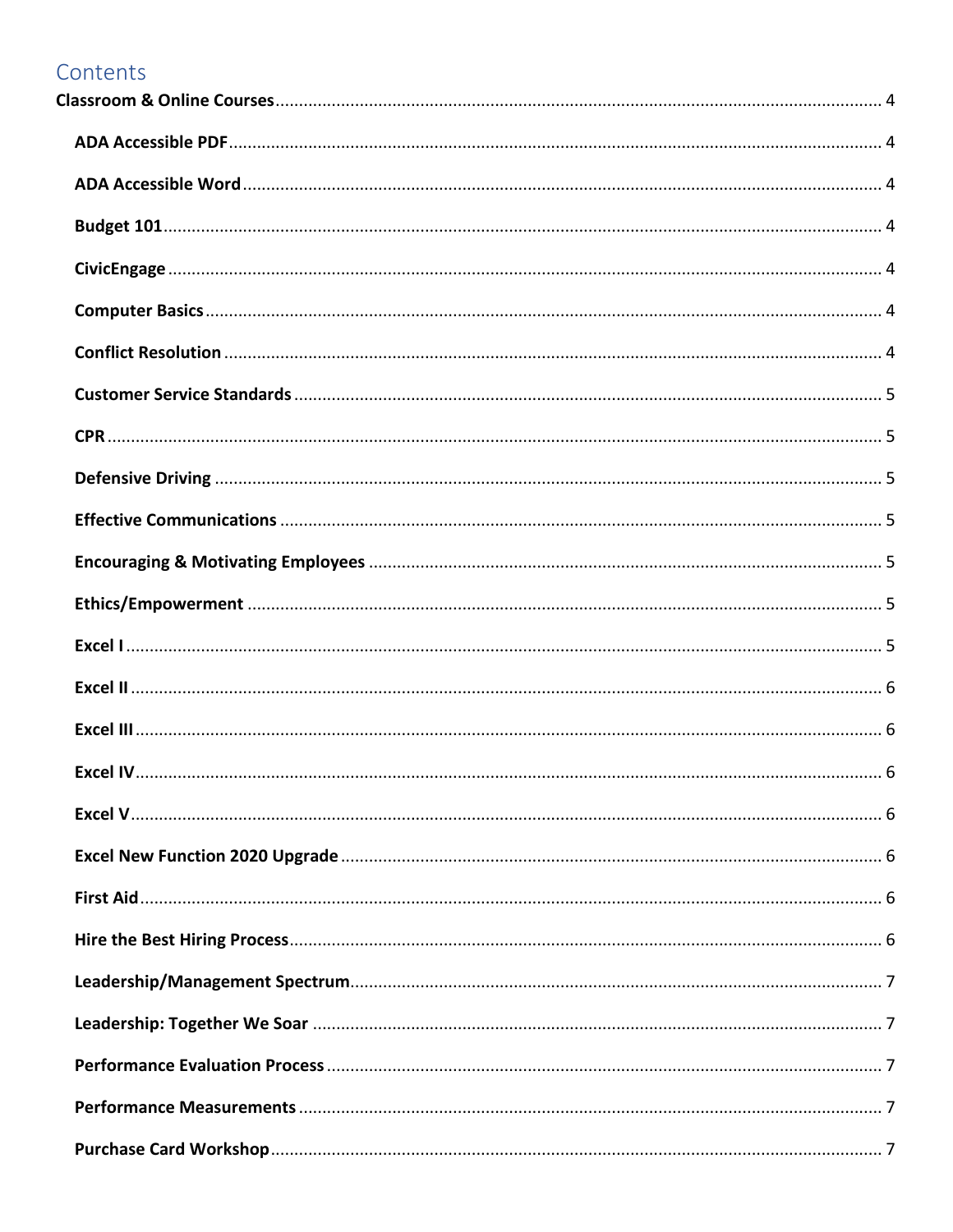# Contents

**Classroom & Online Courses** .................... 4

- **ADA Accessible PDF** .................... 4
- **ADA Accessible Word** .................... 4
- **Budget 101** .................... 4
- **CivicEngage** .................... 4
- **Computer Basics** .................... 4
- **Conflict Resolution** .................... 4
- **Customer Service Standards** .................... 5
- **CPR** .................... 5
- **Defensive Driving** .................... 5
- **Effective Communications** .................... 5
- **Encouraging & Motivating Employees** .................... 5
- **Ethics/Empowerment** .................... 5
- **Excel I** .................... 5
- **Excel II** .................... 6
- **Excel III** .................... 6
- **Excel IV** .................... 6
- **Excel V** .................... 6
- **Excel New Function 2020 Upgrade** .................... 6
- **First Aid** .................... 6
- **Hire the Best Hiring Process** .................... 6
- **Leadership/Management Spectrum** .................... 7
- **Leadership: Together We Soar** .................... 7
- **Performance Evaluation Process** .................... 7
- **Performance Measurements** .................... 7
- **Purchase Card Workshop** .................... 7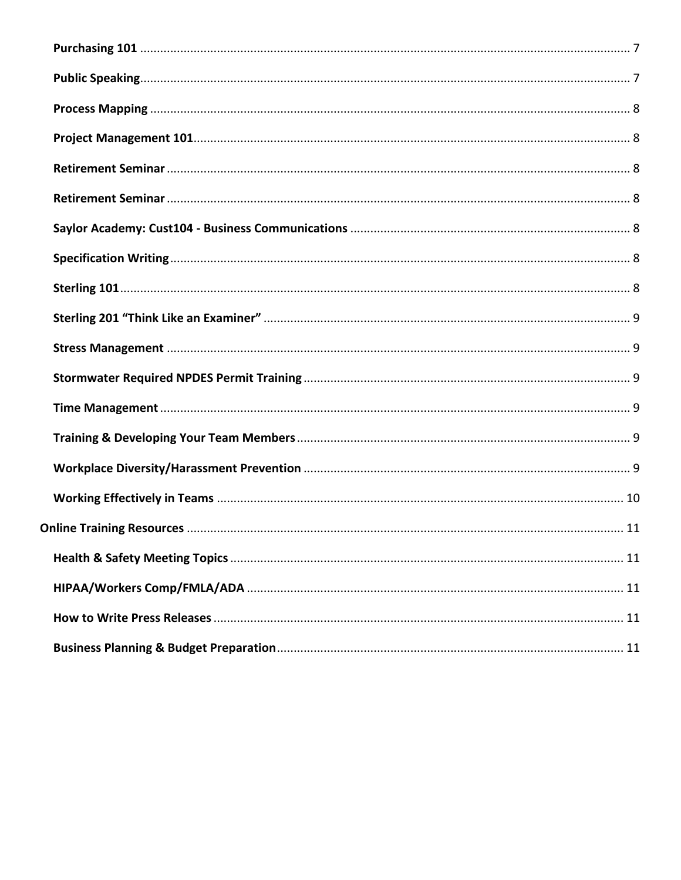**Purchasing 101** .......... 7

**Public Speaking** .......... 7

**Process Mapping** .......... 8

**Project Management 101** .......... 8

**Retirement Seminar** .......... 8

**Retirement Seminar** .......... 8

**Saylor Academy: Cust104 - Business Communications** .......... 8

**Specification Writing** .......... 8

**Sterling 101** .......... 8

**Sterling 201 “Think Like an Examiner”** .......... 9

**Stress Management** .......... 9

**Stormwater Required NPDES Permit Training** .......... 9

**Time Management** .......... 9

**Training & Developing Your Team Members** .......... 9

**Workplace Diversity/Harassment Prevention** .......... 9

**Working Effectively in Teams** .......... 10

**Online Training Resources** .......... 11

**Health & Safety Meeting Topics** .......... 11

**HIPAA/Workers Comp/FMLA/ADA** .......... 11

**How to Write Press Releases** .......... 11

**Business Planning & Budget Preparation** .......... 11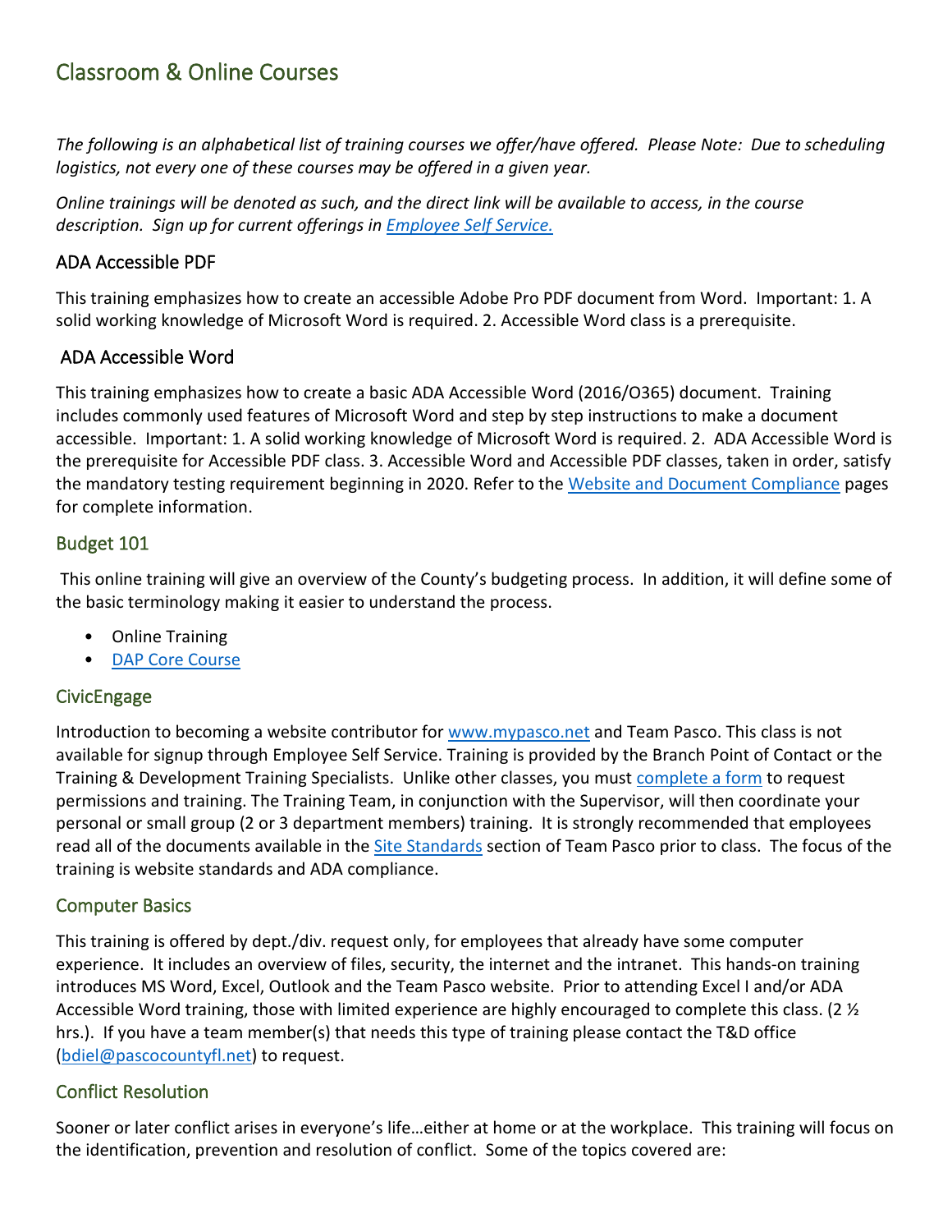# Classroom & Online Courses

*The following is an alphabetical list of training courses we offer/have offered. Please Note: Due to scheduling logistics, not every one of these courses may be offered in a given year.*

*Online trainings will be denoted as such, and the direct link will be available to access, in the course description. Sign up for current offerings in [Employee Self Service.](#)*

## ADA Accessible PDF

This training emphasizes how to create an accessible Adobe Pro PDF document from Word. Important: 1. A solid working knowledge of Microsoft Word is required. 2. Accessible Word class is a prerequisite.

## ADA Accessible Word

This training emphasizes how to create a basic ADA Accessible Word (2016/O365) document. Training includes commonly used features of Microsoft Word and step by step instructions to make a document accessible. Important: 1. A solid working knowledge of Microsoft Word is required. 2. ADA Accessible Word is the prerequisite for Accessible PDF class. 3. Accessible Word and Accessible PDF classes, taken in order, satisfy the mandatory testing requirement beginning in 2020. Refer to the [Website and Document Compliance](#) pages for complete information.

## Budget 101

This online training will give an overview of the County's budgeting process. In addition, it will define some of the basic terminology making it easier to understand the process.

- Online Training
- [DAP Core Course](#)

## CivicEngage

Introduction to becoming a website contributor for [www.mypasco.net](#) and Team Pasco. This class is not available for signup through Employee Self Service. Training is provided by the Branch Point of Contact or the Training & Development Training Specialists. Unlike other classes, you must [complete a form](#) to request permissions and training. The Training Team, in conjunction with the Supervisor, will then coordinate your personal or small group (2 or 3 department members) training. It is strongly recommended that employees read all of the documents available in the [Site Standards](#) section of Team Pasco prior to class. The focus of the training is website standards and ADA compliance.

## Computer Basics

This training is offered by dept./div. request only, for employees that already have some computer experience. It includes an overview of files, security, the internet and the intranet. This hands-on training introduces MS Word, Excel, Outlook and the Team Pasco website. Prior to attending Excel I and/or ADA Accessible Word training, those with limited experience are highly encouraged to complete this class. (2 ½ hrs.). If you have a team member(s) that needs this type of training please contact the T&D office ([bdiel@pascocountyfl.net](#)) to request.

## Conflict Resolution

Sooner or later conflict arises in everyone's life…either at home or at the workplace. This training will focus on the identification, prevention and resolution of conflict. Some of the topics covered are: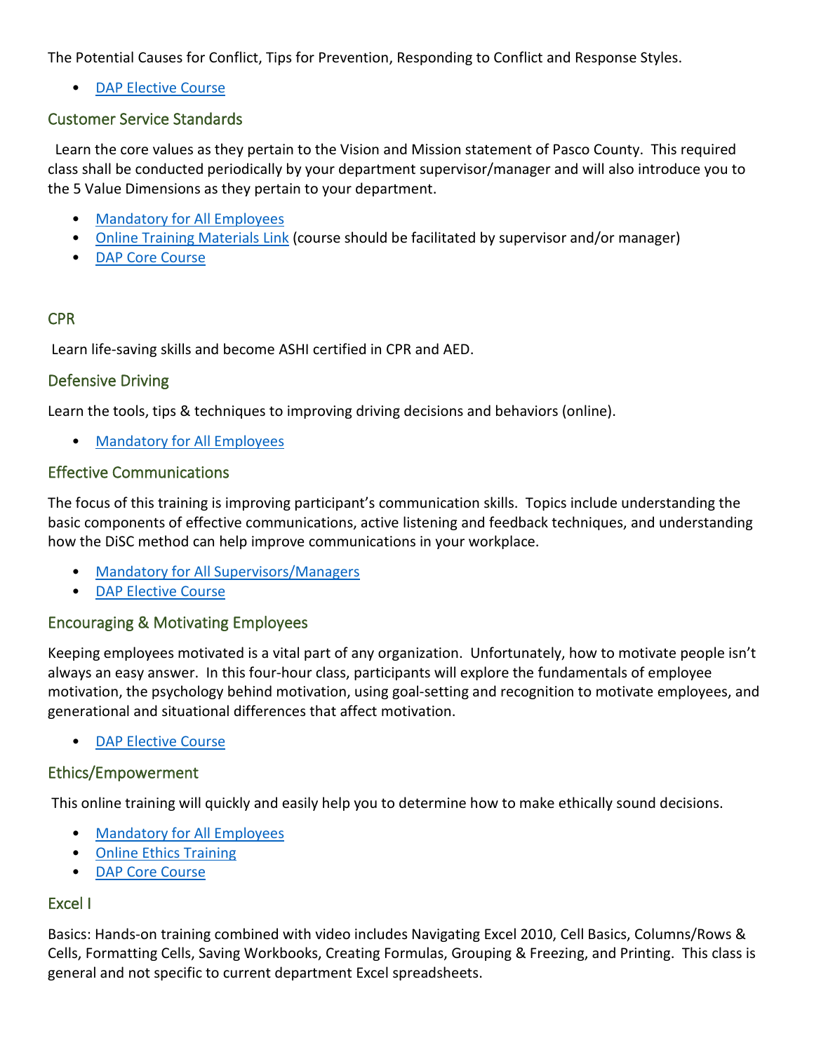The Potential Causes for Conflict, Tips for Prevention, Responding to Conflict and Response Styles.

- DAP Elective Course

### Customer Service Standards

Learn the core values as they pertain to the Vision and Mission statement of Pasco County. This required class shall be conducted periodically by your department supervisor/manager and will also introduce you to the 5 Value Dimensions as they pertain to your department.

- Mandatory for All Employees
- Online Training Materials Link (course should be facilitated by supervisor and/or manager)
- DAP Core Course

### CPR

Learn life-saving skills and become ASHI certified in CPR and AED.

### Defensive Driving

Learn the tools, tips & techniques to improving driving decisions and behaviors (online).

- Mandatory for All Employees

### Effective Communications

The focus of this training is improving participant's communication skills. Topics include understanding the basic components of effective communications, active listening and feedback techniques, and understanding how the DiSC method can help improve communications in your workplace.

- Mandatory for All Supervisors/Managers
- DAP Elective Course

### Encouraging & Motivating Employees

Keeping employees motivated is a vital part of any organization. Unfortunately, how to motivate people isn't always an easy answer. In this four-hour class, participants will explore the fundamentals of employee motivation, the psychology behind motivation, using goal-setting and recognition to motivate employees, and generational and situational differences that affect motivation.

- DAP Elective Course

### Ethics/Empowerment

This online training will quickly and easily help you to determine how to make ethically sound decisions.

- Mandatory for All Employees
- Online Ethics Training
- DAP Core Course

### Excel I

Basics: Hands-on training combined with video includes Navigating Excel 2010, Cell Basics, Columns/Rows & Cells, Formatting Cells, Saving Workbooks, Creating Formulas, Grouping & Freezing, and Printing. This class is general and not specific to current department Excel spreadsheets.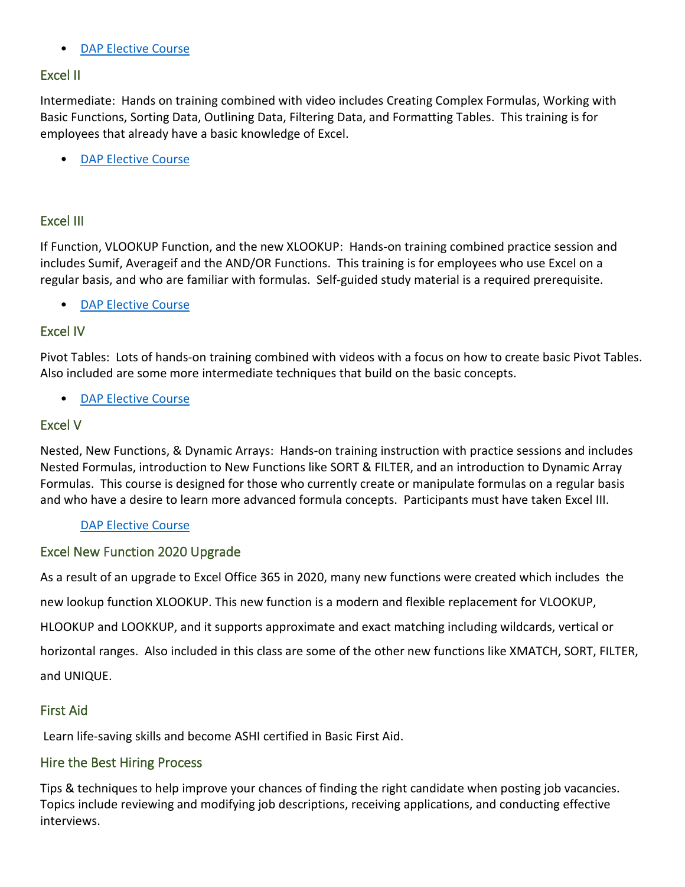- [DAP Elective Course]

## Excel II

Intermediate: Hands on training combined with video includes Creating Complex Formulas, Working with Basic Functions, Sorting Data, Outlining Data, Filtering Data, and Formatting Tables. This training is for employees that already have a basic knowledge of Excel.

- [DAP Elective Course]

## Excel III

If Function, VLOOKUP Function, and the new XLOOKUP: Hands-on training combined practice session and includes Sumif, Averageif and the AND/OR Functions. This training is for employees who use Excel on a regular basis, and who are familiar with formulas. Self-guided study material is a required prerequisite.

- [DAP Elective Course]

## Excel IV

Pivot Tables: Lots of hands-on training combined with videos with a focus on how to create basic Pivot Tables. Also included are some more intermediate techniques that build on the basic concepts.

- [DAP Elective Course]

## Excel V

Nested, New Functions, & Dynamic Arrays: Hands-on training instruction with practice sessions and includes Nested Formulas, introduction to New Functions like SORT & FILTER, and an introduction to Dynamic Array Formulas. This course is designed for those who currently create or manipulate formulas on a regular basis and who have a desire to learn more advanced formula concepts. Participants must have taken Excel III.

[DAP Elective Course]

## Excel New Function 2020 Upgrade

As a result of an upgrade to Excel Office 365 in 2020, many new functions were created which includes the new lookup function XLOOKUP. This new function is a modern and flexible replacement for VLOOKUP, HLOOKUP and LOOKKUP, and it supports approximate and exact matching including wildcards, vertical or horizontal ranges. Also included in this class are some of the other new functions like XMATCH, SORT, FILTER, and UNIQUE.

## First Aid

Learn life-saving skills and become ASHI certified in Basic First Aid.

## Hire the Best Hiring Process

Tips & techniques to help improve your chances of finding the right candidate when posting job vacancies. Topics include reviewing and modifying job descriptions, receiving applications, and conducting effective interviews.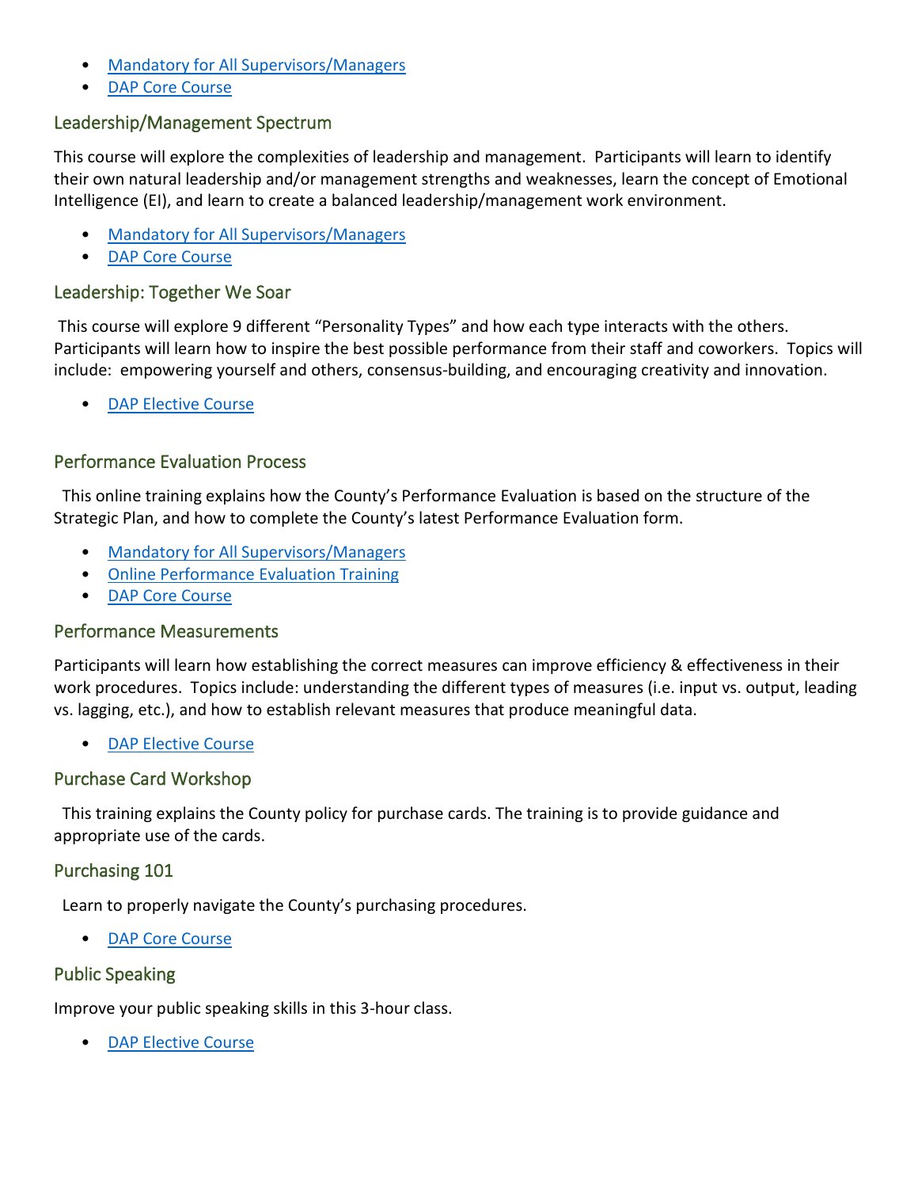- Mandatory for All Supervisors/Managers
- DAP Core Course

## Leadership/Management Spectrum

This course will explore the complexities of leadership and management. Participants will learn to identify their own natural leadership and/or management strengths and weaknesses, learn the concept of Emotional Intelligence (EI), and learn to create a balanced leadership/management work environment.

- Mandatory for All Supervisors/Managers
- DAP Core Course

## Leadership: Together We Soar

This course will explore 9 different "Personality Types" and how each type interacts with the others. Participants will learn how to inspire the best possible performance from their staff and coworkers. Topics will include: empowering yourself and others, consensus-building, and encouraging creativity and innovation.

- DAP Elective Course

## Performance Evaluation Process

This online training explains how the County's Performance Evaluation is based on the structure of the Strategic Plan, and how to complete the County's latest Performance Evaluation form.

- Mandatory for All Supervisors/Managers
- Online Performance Evaluation Training
- DAP Core Course

## Performance Measurements

Participants will learn how establishing the correct measures can improve efficiency & effectiveness in their work procedures. Topics include: understanding the different types of measures (i.e. input vs. output, leading vs. lagging, etc.), and how to establish relevant measures that produce meaningful data.

- DAP Elective Course

## Purchase Card Workshop

This training explains the County policy for purchase cards. The training is to provide guidance and appropriate use of the cards.

## Purchasing 101

Learn to properly navigate the County's purchasing procedures.

- DAP Core Course

## Public Speaking

Improve your public speaking skills in this 3-hour class.

- DAP Elective Course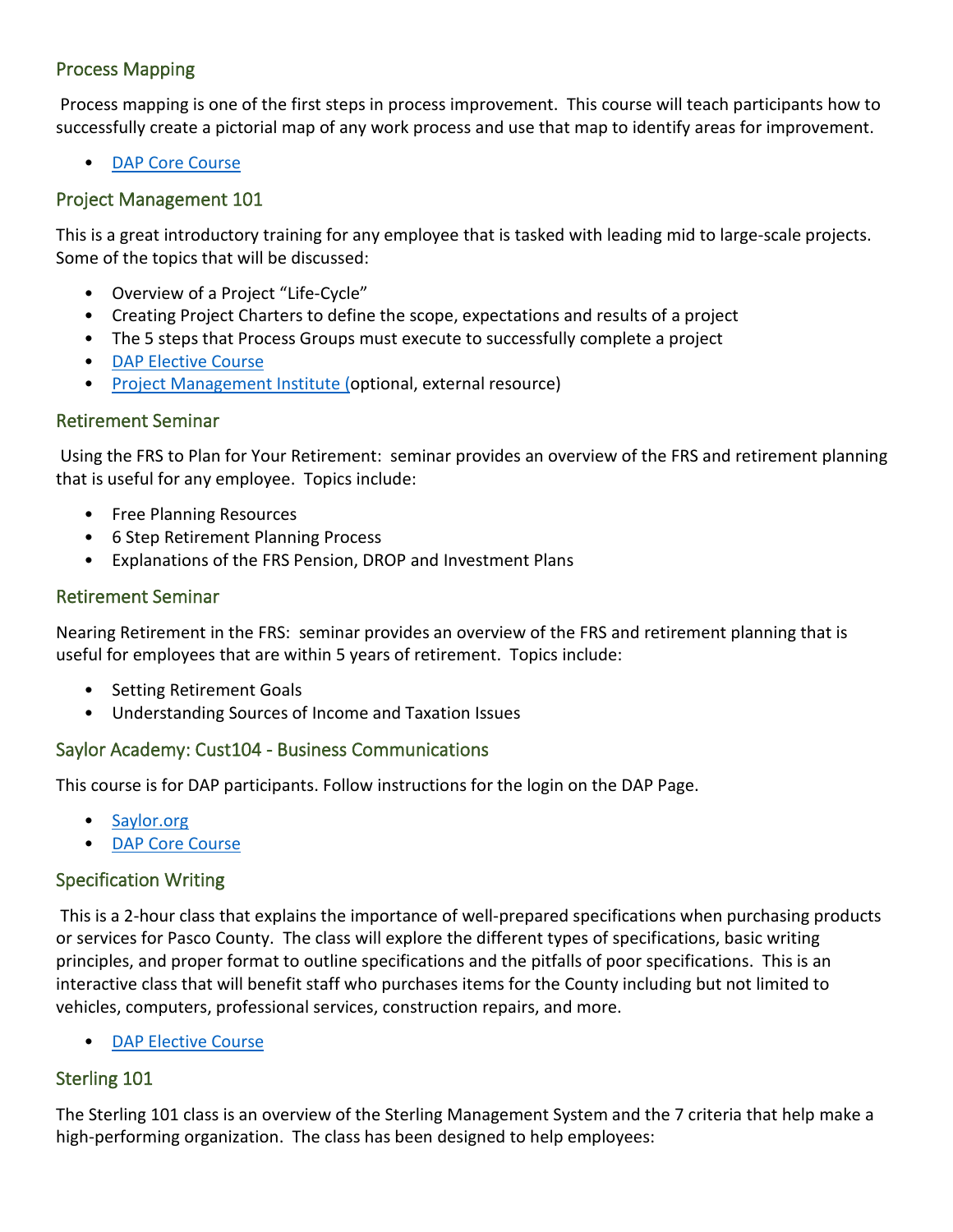## Process Mapping

Process mapping is one of the first steps in process improvement. This course will teach participants how to successfully create a pictorial map of any work process and use that map to identify areas for improvement.

- DAP Core Course

## Project Management 101

This is a great introductory training for any employee that is tasked with leading mid to large-scale projects. Some of the topics that will be discussed:

- Overview of a Project "Life-Cycle"
- Creating Project Charters to define the scope, expectations and results of a project
- The 5 steps that Process Groups must execute to successfully complete a project
- DAP Elective Course
- Project Management Institute (optional, external resource)

## Retirement Seminar

Using the FRS to Plan for Your Retirement: seminar provides an overview of the FRS and retirement planning that is useful for any employee. Topics include:

- Free Planning Resources
- 6 Step Retirement Planning Process
- Explanations of the FRS Pension, DROP and Investment Plans

## Retirement Seminar

Nearing Retirement in the FRS: seminar provides an overview of the FRS and retirement planning that is useful for employees that are within 5 years of retirement. Topics include:

- Setting Retirement Goals
- Understanding Sources of Income and Taxation Issues

## Saylor Academy: Cust104 - Business Communications

This course is for DAP participants. Follow instructions for the login on the DAP Page.

- Saylor.org
- DAP Core Course

## Specification Writing

This is a 2-hour class that explains the importance of well-prepared specifications when purchasing products or services for Pasco County. The class will explore the different types of specifications, basic writing principles, and proper format to outline specifications and the pitfalls of poor specifications. This is an interactive class that will benefit staff who purchases items for the County including but not limited to vehicles, computers, professional services, construction repairs, and more.

- DAP Elective Course

## Sterling 101

The Sterling 101 class is an overview of the Sterling Management System and the 7 criteria that help make a high-performing organization. The class has been designed to help employees: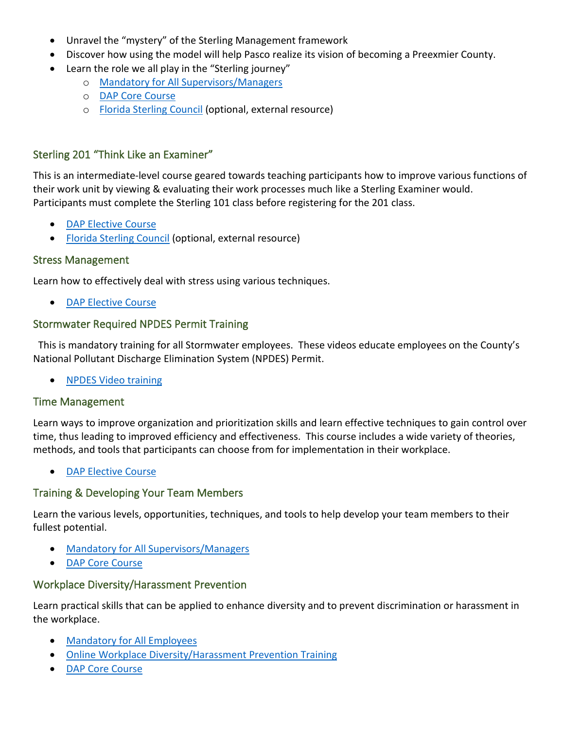- Unravel the "mystery" of the Sterling Management framework
- Discover how using the model will help Pasco realize its vision of becoming a Preexmier County.
- Learn the role we all play in the "Sterling journey"
    - Mandatory for All Supervisors/Managers
    - DAP Core Course
    - Florida Sterling Council (optional, external resource)

## Sterling 201 "Think Like an Examiner"

This is an intermediate-level course geared towards teaching participants how to improve various functions of their work unit by viewing & evaluating their work processes much like a Sterling Examiner would. Participants must complete the Sterling 101 class before registering for the 201 class.

- DAP Elective Course
- Florida Sterling Council (optional, external resource)

## Stress Management

Learn how to effectively deal with stress using various techniques.

- DAP Elective Course

## Stormwater Required NPDES Permit Training

This is mandatory training for all Stormwater employees. These videos educate employees on the County's National Pollutant Discharge Elimination System (NPDES) Permit.

- NPDES Video training

## Time Management

Learn ways to improve organization and prioritization skills and learn effective techniques to gain control over time, thus leading to improved efficiency and effectiveness. This course includes a wide variety of theories, methods, and tools that participants can choose from for implementation in their workplace.

- DAP Elective Course

## Training & Developing Your Team Members

Learn the various levels, opportunities, techniques, and tools to help develop your team members to their fullest potential.

- Mandatory for All Supervisors/Managers
- DAP Core Course

## Workplace Diversity/Harassment Prevention

Learn practical skills that can be applied to enhance diversity and to prevent discrimination or harassment in the workplace.

- Mandatory for All Employees
- Online Workplace Diversity/Harassment Prevention Training
- DAP Core Course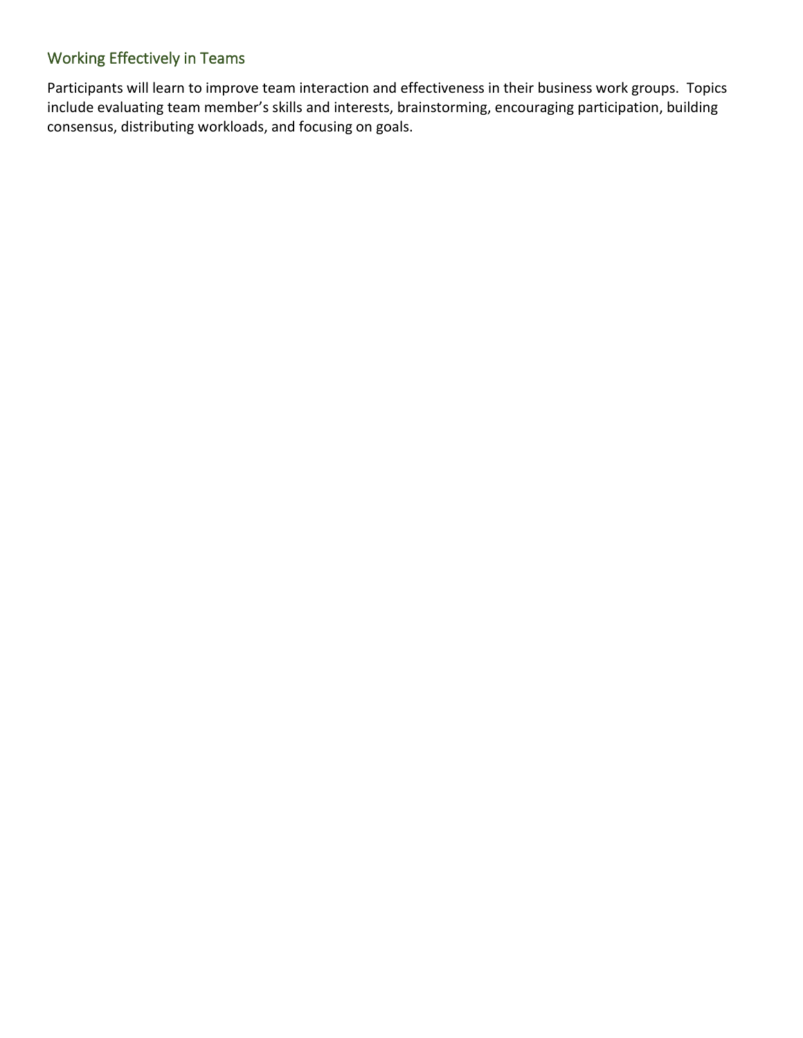## Working Effectively in Teams

Participants will learn to improve team interaction and effectiveness in their business work groups. Topics include evaluating team member's skills and interests, brainstorming, encouraging participation, building consensus, distributing workloads, and focusing on goals.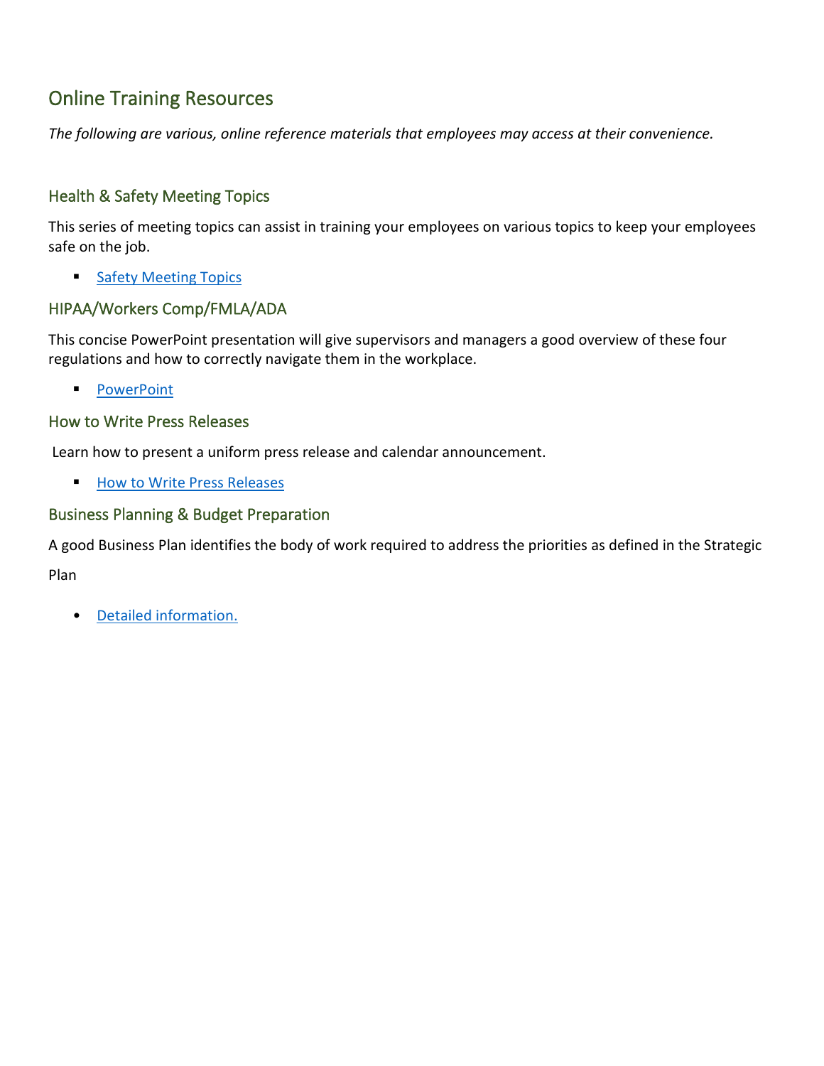## Online Training Resources

*The following are various, online reference materials that employees may access at their convenience.*

### Health & Safety Meeting Topics

This series of meeting topics can assist in training your employees on various topics to keep your employees safe on the job.

- Safety Meeting Topics

### HIPAA/Workers Comp/FMLA/ADA

This concise PowerPoint presentation will give supervisors and managers a good overview of these four regulations and how to correctly navigate them in the workplace.

- PowerPoint

### How to Write Press Releases

Learn how to present a uniform press release and calendar announcement.

- How to Write Press Releases

### Business Planning & Budget Preparation

A good Business Plan identifies the body of work required to address the priorities as defined in the Strategic Plan

- Detailed information.